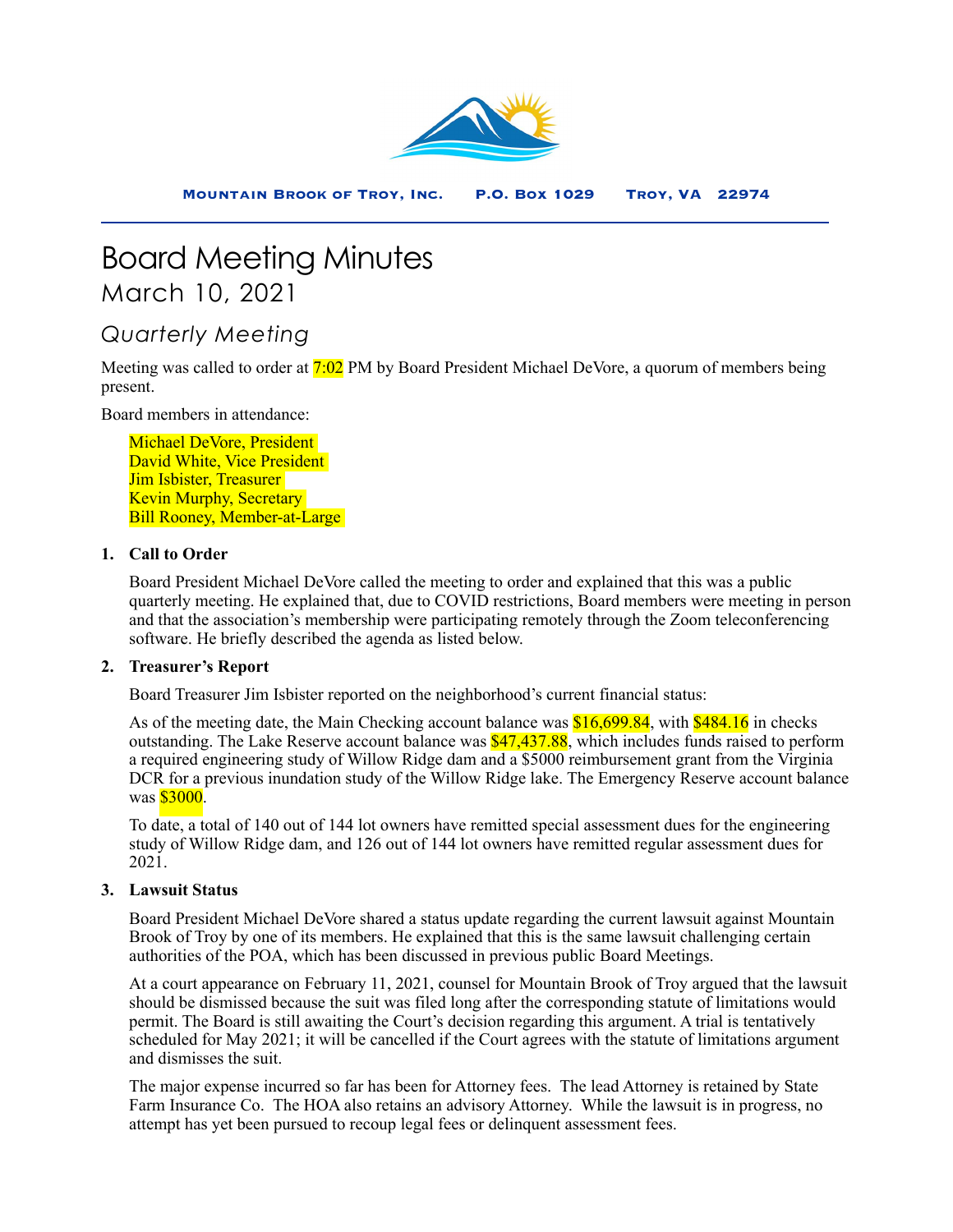**Mountain Brook of Troy, Inc.** **P.O. Box 1029** **Troy, VA 22974**

# Board Meeting Minutes

## March 10, 2021

### *Quarterly Meeting*

Meeting was called to order at 7:02 PM by Board President Michael DeVore, a quorum of members being present.

Board members in attendance:

Michael DeVore, President
David White, Vice President
Jim Isbister, Treasurer
Kevin Murphy, Secretary
Bill Rooney, Member-at-Large

1. **Call to Order**

   Board President Michael DeVore called the meeting to order and explained that this was a public quarterly meeting. He explained that, due to COVID restrictions, Board members were meeting in person and that the association's membership were participating remotely through the Zoom teleconferencing software. He briefly described the agenda as listed below.

2. **Treasurer's Report**

   Board Treasurer Jim Isbister reported on the neighborhood's current financial status:

   As of the meeting date, the Main Checking account balance was $16,699.84, with $484.16 in checks outstanding. The Lake Reserve account balance was $47,437.88, which includes funds raised to perform a required engineering study of Willow Ridge dam and a $5000 reimbursement grant from the Virginia DCR for a previous inundation study of the Willow Ridge lake. The Emergency Reserve account balance was $3000.

   To date, a total of 140 out of 144 lot owners have remitted special assessment dues for the engineering study of Willow Ridge dam, and 126 out of 144 lot owners have remitted regular assessment dues for 2021.

3. **Lawsuit Status**

   Board President Michael DeVore shared a status update regarding the current lawsuit against Mountain Brook of Troy by one of its members. He explained that this is the same lawsuit challenging certain authorities of the POA, which has been discussed in previous public Board Meetings.

   At a court appearance on February 11, 2021, counsel for Mountain Brook of Troy argued that the lawsuit should be dismissed because the suit was filed long after the corresponding statute of limitations would permit. The Board is still awaiting the Court's decision regarding this argument. A trial is tentatively scheduled for May 2021; it will be cancelled if the Court agrees with the statute of limitations argument and dismisses the suit.

   The major expense incurred so far has been for Attorney fees. The lead Attorney is retained by State Farm Insurance Co. The HOA also retains an advisory Attorney. While the lawsuit is in progress, no attempt has yet been pursued to recoup legal fees or delinquent assessment fees.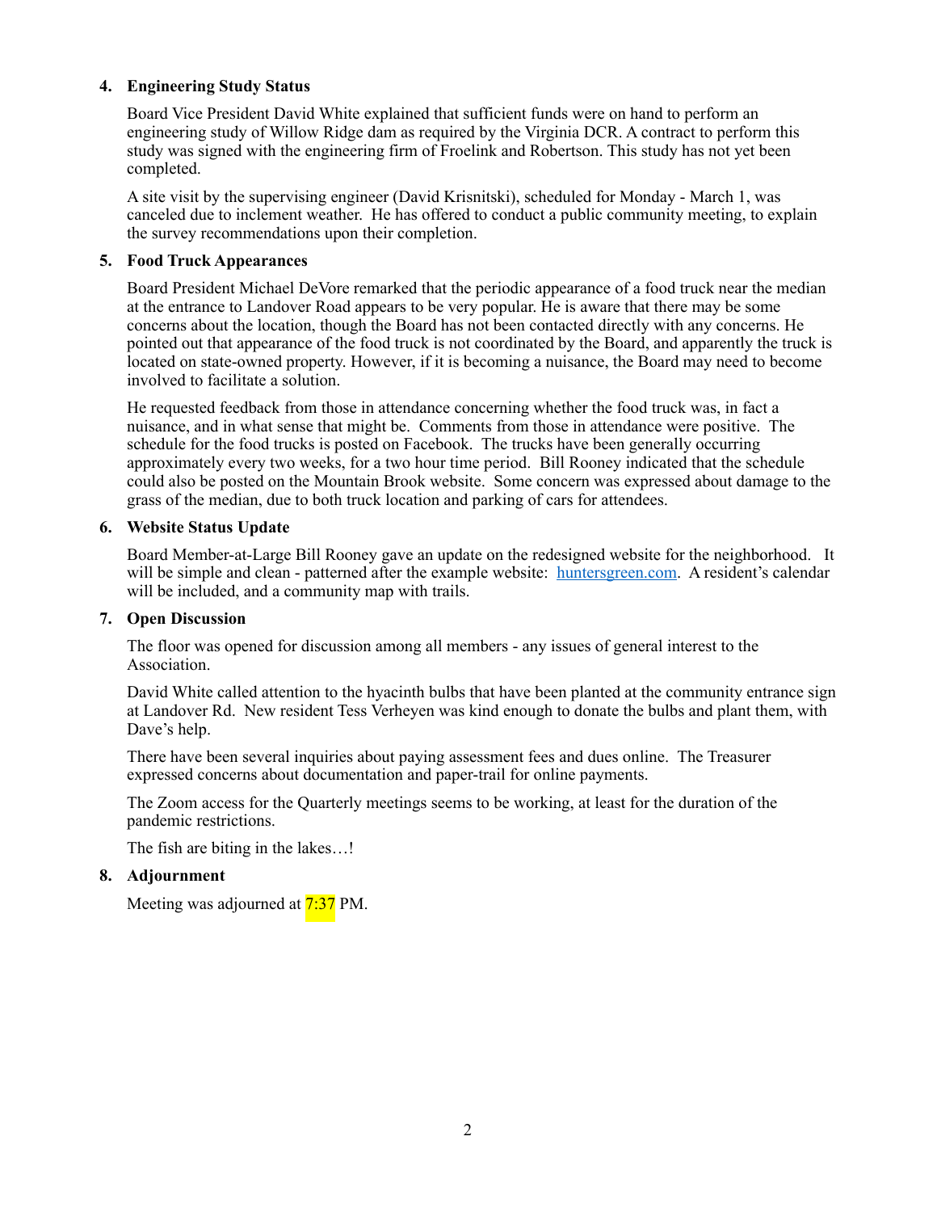4. **Engineering Study Status**

   Board Vice President David White explained that sufficient funds were on hand to perform an engineering study of Willow Ridge dam as required by the Virginia DCR. A contract to perform this study was signed with the engineering firm of Froelink and Robertson. This study has not yet been completed.

   A site visit by the supervising engineer (David Krisnitski), scheduled for Monday - March 1, was canceled due to inclement weather. He has offered to conduct a public community meeting, to explain the survey recommendations upon their completion.

5. **Food Truck Appearances**

   Board President Michael DeVore remarked that the periodic appearance of a food truck near the median at the entrance to Landover Road appears to be very popular. He is aware that there may be some concerns about the location, though the Board has not been contacted directly with any concerns. He pointed out that appearance of the food truck is not coordinated by the Board, and apparently the truck is located on state-owned property. However, if it is becoming a nuisance, the Board may need to become involved to facilitate a solution.

   He requested feedback from those in attendance concerning whether the food truck was, in fact a nuisance, and in what sense that might be. Comments from those in attendance were positive. The schedule for the food trucks is posted on Facebook. The trucks have been generally occurring approximately every two weeks, for a two hour time period. Bill Rooney indicated that the schedule could also be posted on the Mountain Brook website. Some concern was expressed about damage to the grass of the median, due to both truck location and parking of cars for attendees.

6. **Website Status Update**

   Board Member-at-Large Bill Rooney gave an update on the redesigned website for the neighborhood. It will be simple and clean - patterned after the example website: [huntersgreen.com](huntersgreen.com). A resident's calendar will be included, and a community map with trails.

7. **Open Discussion**

   The floor was opened for discussion among all members - any issues of general interest to the Association.

   David White called attention to the hyacinth bulbs that have been planted at the community entrance sign at Landover Rd. New resident Tess Verheyen was kind enough to donate the bulbs and plant them, with Dave's help.

   There have been several inquiries about paying assessment fees and dues online. The Treasurer expressed concerns about documentation and paper-trail for online payments.

   The Zoom access for the Quarterly meetings seems to be working, at least for the duration of the pandemic restrictions.

   The fish are biting in the lakes…!

8. **Adjournment**

   Meeting was adjourned at 7:37 PM.